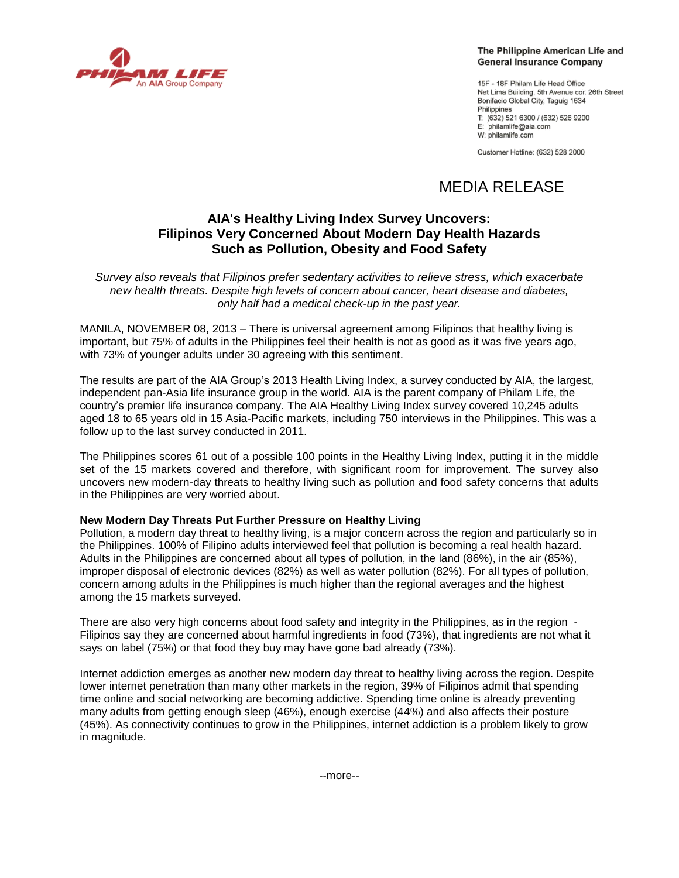PHILAM LIFE
An AIA Group Company

**The Philippine American Life and General Insurance Company**

15F - 18F Philam Life Head Office
Net Lima Building, 5th Avenue cor. 26th Street
Bonifacio Global City, Taguig 1634
Philippines
T: (632) 521 6300 / (632) 526 9200
E: philamlife@aia.com
W: philamlife.com

Customer Hotline: (632) 528 2000

# MEDIA RELEASE

## AIA's Healthy Living Index Survey Uncovers: Filipinos Very Concerned About Modern Day Health Hazards Such as Pollution, Obesity and Food Safety

*Survey also reveals that Filipinos prefer sedentary activities to relieve stress, which exacerbate new health threats. Despite high levels of concern about cancer, heart disease and diabetes, only half had a medical check-up in the past year.*

MANILA, NOVEMBER 08, 2013 – There is universal agreement among Filipinos that healthy living is important, but 75% of adults in the Philippines feel their health is not as good as it was five years ago, with 73% of younger adults under 30 agreeing with this sentiment.

The results are part of the AIA Group's 2013 Health Living Index, a survey conducted by AIA, the largest, independent pan-Asia life insurance group in the world. AIA is the parent company of Philam Life, the country's premier life insurance company. The AIA Healthy Living Index survey covered 10,245 adults aged 18 to 65 years old in 15 Asia-Pacific markets, including 750 interviews in the Philippines. This was a follow up to the last survey conducted in 2011.

The Philippines scores 61 out of a possible 100 points in the Healthy Living Index, putting it in the middle set of the 15 markets covered and therefore, with significant room for improvement. The survey also uncovers new modern-day threats to healthy living such as pollution and food safety concerns that adults in the Philippines are very worried about.

**New Modern Day Threats Put Further Pressure on Healthy Living**
Pollution, a modern day threat to healthy living, is a major concern across the region and particularly so in the Philippines. 100% of Filipino adults interviewed feel that pollution is becoming a real health hazard. Adults in the Philippines are concerned about all types of pollution, in the land (86%), in the air (85%), improper disposal of electronic devices (82%) as well as water pollution (82%). For all types of pollution, concern among adults in the Philippines is much higher than the regional averages and the highest among the 15 markets surveyed.

There are also very high concerns about food safety and integrity in the Philippines, as in the region - Filipinos say they are concerned about harmful ingredients in food (73%), that ingredients are not what it says on label (75%) or that food they buy may have gone bad already (73%).

Internet addiction emerges as another new modern day threat to healthy living across the region. Despite lower internet penetration than many other markets in the region, 39% of Filipinos admit that spending time online and social networking are becoming addictive. Spending time online is already preventing many adults from getting enough sleep (46%), enough exercise (44%) and also affects their posture (45%). As connectivity continues to grow in the Philippines, internet addiction is a problem likely to grow in magnitude.

--more--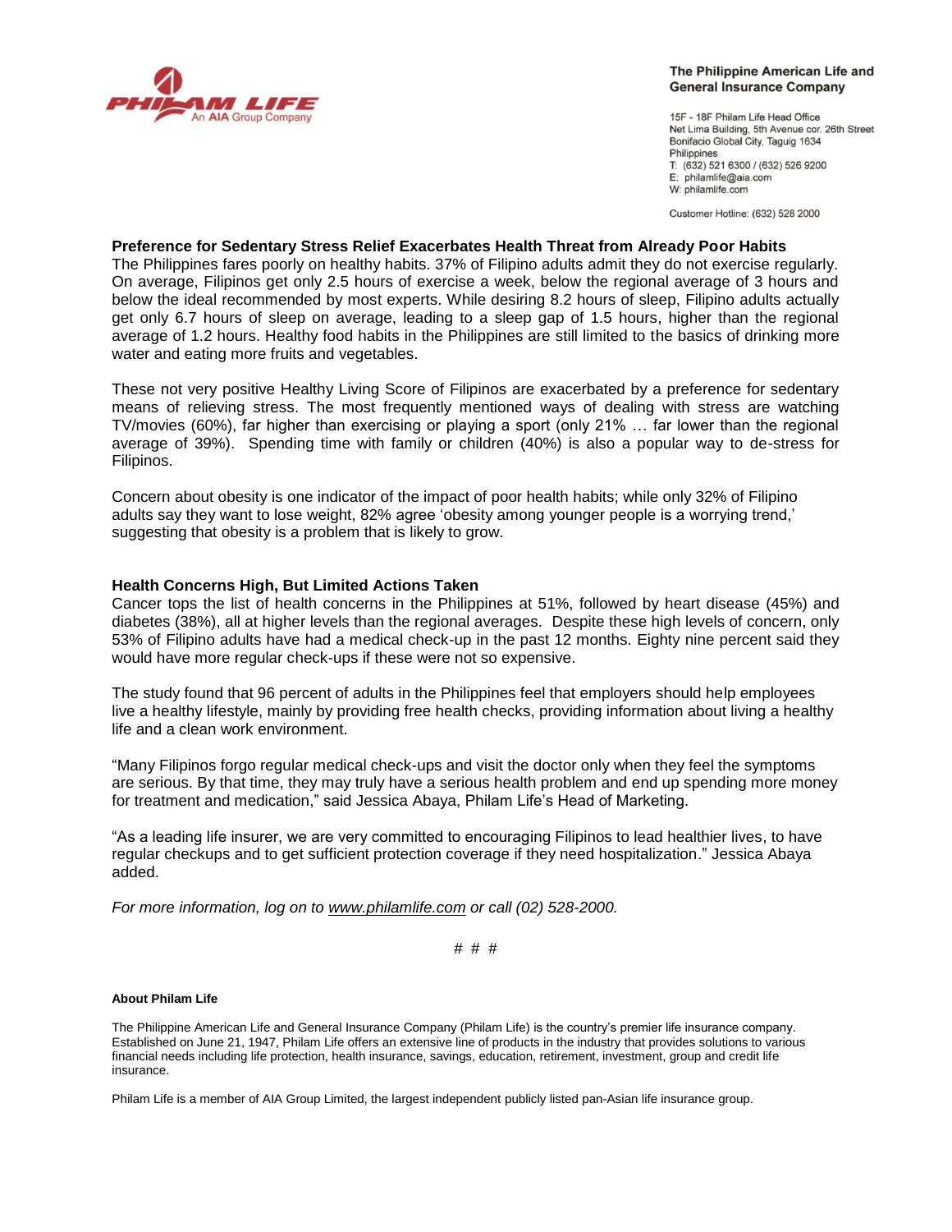**Preference for Sedentary Stress Relief Exacerbates Health Threat from Already Poor Habits**

The Philippines fares poorly on healthy habits. 37% of Filipino adults admit they do not exercise regularly. On average, Filipinos get only 2.5 hours of exercise a week, below the regional average of 3 hours and below the ideal recommended by most experts. While desiring 8.2 hours of sleep, Filipino adults actually get only 6.7 hours of sleep on average, leading to a sleep gap of 1.5 hours, higher than the regional average of 1.2 hours. Healthy food habits in the Philippines are still limited to the basics of drinking more water and eating more fruits and vegetables.

These not very positive Healthy Living Score of Filipinos are exacerbated by a preference for sedentary means of relieving stress. The most frequently mentioned ways of dealing with stress are watching TV/movies (60%), far higher than exercising or playing a sport (only 21% … far lower than the regional average of 39%). Spending time with family or children (40%) is also a popular way to de-stress for Filipinos.

Concern about obesity is one indicator of the impact of poor health habits; while only 32% of Filipino adults say they want to lose weight, 82% agree 'obesity among younger people is a worrying trend,' suggesting that obesity is a problem that is likely to grow.

**Health Concerns High, But Limited Actions Taken**

Cancer tops the list of health concerns in the Philippines at 51%, followed by heart disease (45%) and diabetes (38%), all at higher levels than the regional averages. Despite these high levels of concern, only 53% of Filipino adults have had a medical check-up in the past 12 months. Eighty nine percent said they would have more regular check-ups if these were not so expensive.

The study found that 96 percent of adults in the Philippines feel that employers should help employees live a healthy lifestyle, mainly by providing free health checks, providing information about living a healthy life and a clean work environment.

"Many Filipinos forgo regular medical check-ups and visit the doctor only when they feel the symptoms are serious. By that time, they may truly have a serious health problem and end up spending more money for treatment and medication," said Jessica Abaya, Philam Life's Head of Marketing.

"As a leading life insurer, we are very committed to encouraging Filipinos to lead healthier lives, to have regular checkups and to get sufficient protection coverage if they need hospitalization." Jessica Abaya added.

*For more information, log on to www.philamlife.com or call (02) 528-2000.*

# # #

**About Philam Life**

The Philippine American Life and General Insurance Company (Philam Life) is the country's premier life insurance company. Established on June 21, 1947, Philam Life offers an extensive line of products in the industry that provides solutions to various financial needs including life protection, health insurance, savings, education, retirement, investment, group and credit life insurance.

Philam Life is a member of AIA Group Limited, the largest independent publicly listed pan-Asian life insurance group.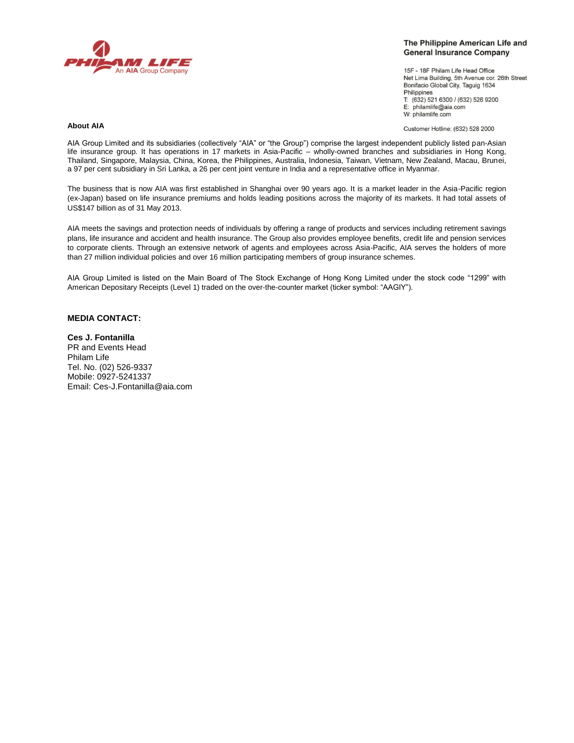PHILAM LIFE
An AIA Group Company

**The Philippine American Life and General Insurance Company**

15F - 18F Philam Life Head Office
Net Lima Building, 5th Avenue cor. 26th Street
Bonifacio Global City, Taguig 1634
Philippines
T: (632) 521 6300 / (632) 526 9200
E: philamlife@aia.com
W: philamlife.com

Customer Hotline: (632) 528 2000

**About AIA**

AIA Group Limited and its subsidiaries (collectively "AIA" or "the Group") comprise the largest independent publicly listed pan-Asian life insurance group. It has operations in 17 markets in Asia-Pacific – wholly-owned branches and subsidiaries in Hong Kong, Thailand, Singapore, Malaysia, China, Korea, the Philippines, Australia, Indonesia, Taiwan, Vietnam, New Zealand, Macau, Brunei, a 97 per cent subsidiary in Sri Lanka, a 26 per cent joint venture in India and a representative office in Myanmar.

The business that is now AIA was first established in Shanghai over 90 years ago. It is a market leader in the Asia-Pacific region (ex-Japan) based on life insurance premiums and holds leading positions across the majority of its markets. It had total assets of US$147 billion as of 31 May 2013.

AIA meets the savings and protection needs of individuals by offering a range of products and services including retirement savings plans, life insurance and accident and health insurance. The Group also provides employee benefits, credit life and pension services to corporate clients. Through an extensive network of agents and employees across Asia-Pacific, AIA serves the holders of more than 27 million individual policies and over 16 million participating members of group insurance schemes.

AIA Group Limited is listed on the Main Board of The Stock Exchange of Hong Kong Limited under the stock code "1299" with American Depositary Receipts (Level 1) traded on the over-the-counter market (ticker symbol: "AAGIY").

**MEDIA CONTACT:**

**Ces J. Fontanilla**
PR and Events Head
Philam Life
Tel. No. (02) 526-9337
Mobile: 0927-5241337
Email: Ces-J.Fontanilla@aia.com